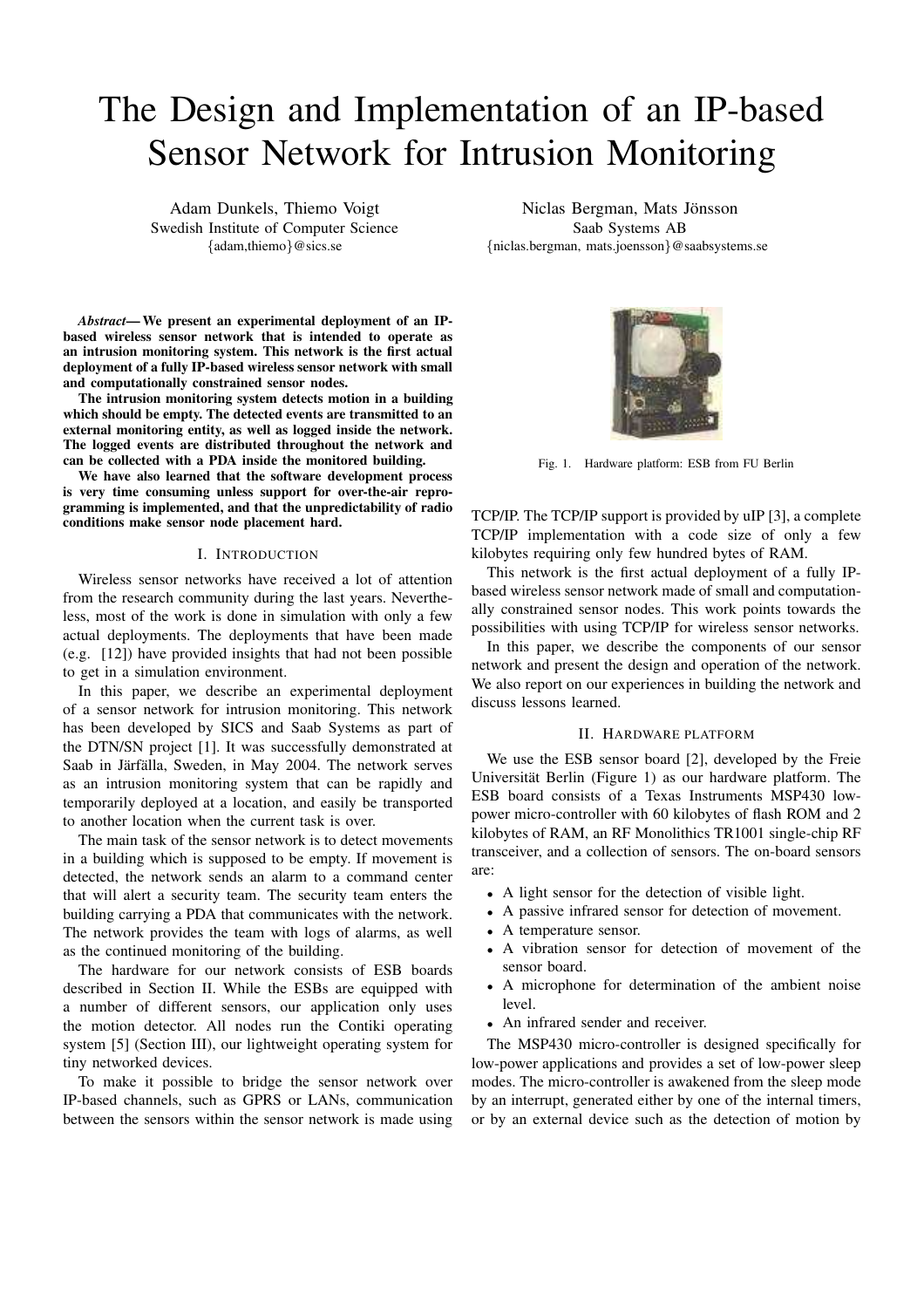# The Design and Implementation of an IP-based Sensor Network for Intrusion Monitoring

Adam Dunkels, Thiemo Voigt
Swedish Institute of Computer Science
{adam,thiemo}@sics.se

Niclas Bergman, Mats Jönsson
Saab Systems AB
{niclas.bergman, mats.joensson}@saabsystems.se

***Abstract*— We present an experimental deployment of an IP-based wireless sensor network that is intended to operate as an intrusion monitoring system. This network is the first actual deployment of a fully IP-based wireless sensor network with small and computationally constrained sensor nodes.**

**The intrusion monitoring system detects motion in a building which should be empty. The detected events are transmitted to an external monitoring entity, as well as logged inside the network. The logged events are distributed throughout the network and can be collected with a PDA inside the monitored building.**

**We have also learned that the software development process is very time consuming unless support for over-the-air reprogramming is implemented, and that the unpredictability of radio conditions make sensor node placement hard.**

## I. Introduction

Wireless sensor networks have received a lot of attention from the research community during the last years. Nevertheless, most of the work is done in simulation with only a few actual deployments. The deployments that have been made (e.g. [12]) have provided insights that had not been possible to get in a simulation environment.

In this paper, we describe an experimental deployment of a sensor network for intrusion monitoring. This network has been developed by SICS and Saab Systems as part of the DTN/SN project [1]. It was successfully demonstrated at Saab in Järfälla, Sweden, in May 2004. The network serves as an intrusion monitoring system that can be rapidly and temporarily deployed at a location, and easily be transported to another location when the current task is over.

The main task of the sensor network is to detect movements in a building which is supposed to be empty. If movement is detected, the network sends an alarm to a command center that will alert a security team. The security team enters the building carrying a PDA that communicates with the network. The network provides the team with logs of alarms, as well as the continued monitoring of the building.

The hardware for our network consists of ESB boards described in Section II. While the ESBs are equipped with a number of different sensors, our application only uses the motion detector. All nodes run the Contiki operating system [5] (Section III), our lightweight operating system for tiny networked devices.

To make it possible to bridge the sensor network over IP-based channels, such as GPRS or LANs, communication between the sensors within the sensor network is made using TCP/IP. The TCP/IP support is provided by uIP [3], a complete TCP/IP implementation with a code size of only a few kilobytes requiring only few hundred bytes of RAM.

This network is the first actual deployment of a fully IP-based wireless sensor network made of small and computationally constrained sensor nodes. This work points towards the possibilities with using TCP/IP for wireless sensor networks.

In this paper, we describe the components of our sensor network and present the design and operation of the network. We also report on our experiences in building the network and discuss lessons learned.

Fig. 1. Hardware platform: ESB from FU Berlin

## II. Hardware platform

We use the ESB sensor board [2], developed by the Freie Universität Berlin (Figure 1) as our hardware platform. The ESB board consists of a Texas Instruments MSP430 low-power micro-controller with 60 kilobytes of flash ROM and 2 kilobytes of RAM, an RF Monolithics TR1001 single-chip RF transceiver, and a collection of sensors. The on-board sensors are:

- A light sensor for the detection of visible light.
- A passive infrared sensor for detection of movement.
- A temperature sensor.
- A vibration sensor for detection of movement of the sensor board.
- A microphone for determination of the ambient noise level.
- An infrared sender and receiver.

The MSP430 micro-controller is designed specifically for low-power applications and provides a set of low-power sleep modes. The micro-controller is awakened from the sleep mode by an interrupt, generated either by one of the internal timers, or by an external device such as the detection of motion by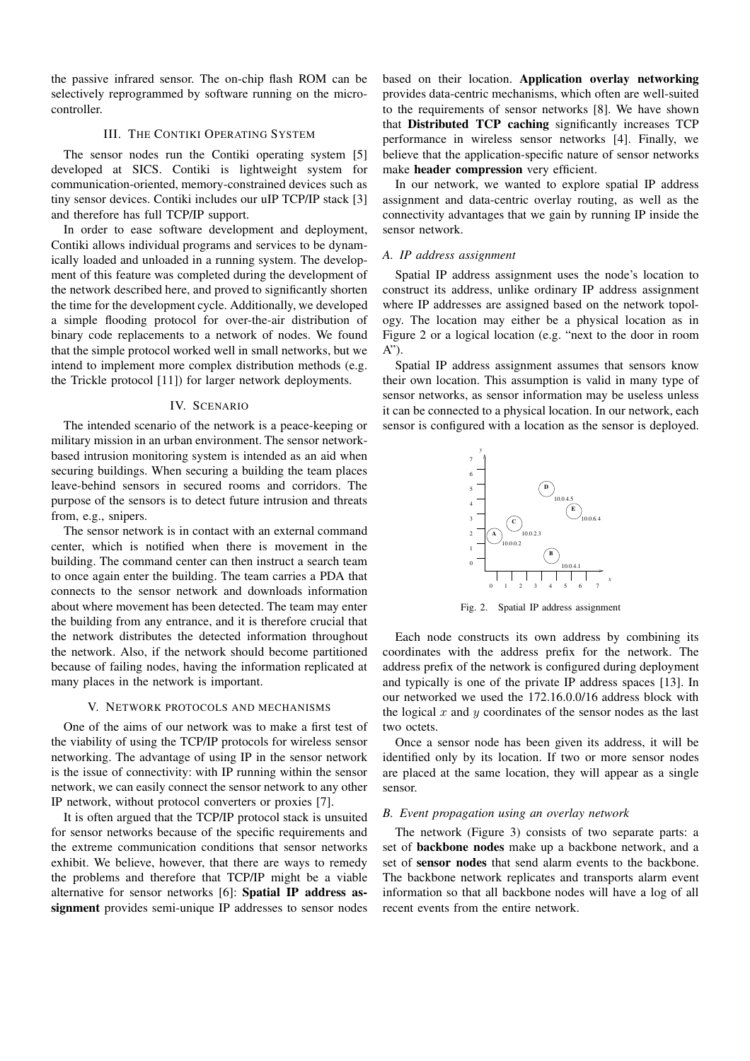the passive infrared sensor. The on-chip flash ROM can be selectively reprogrammed by software running on the microcontroller.

## III. The Contiki Operating System

The sensor nodes run the Contiki operating system [5] developed at SICS. Contiki is lightweight system for communication-oriented, memory-constrained devices such as tiny sensor devices. Contiki includes our uIP TCP/IP stack [3] and therefore has full TCP/IP support.

In order to ease software development and deployment, Contiki allows individual programs and services to be dynamically loaded and unloaded in a running system. The development of this feature was completed during the development of the network described here, and proved to significantly shorten the time for the development cycle. Additionally, we developed a simple flooding protocol for over-the-air distribution of binary code replacements to a network of nodes. We found that the simple protocol worked well in small networks, but we intend to implement more complex distribution methods (e.g. the Trickle protocol [11]) for larger network deployments.

## IV. Scenario

The intended scenario of the network is a peace-keeping or military mission in an urban environment. The sensor network-based intrusion monitoring system is intended as an aid when securing buildings. When securing a building the team places leave-behind sensors in secured rooms and corridors. The purpose of the sensors is to detect future intrusion and threats from, e.g., snipers.

The sensor network is in contact with an external command center, which is notified when there is movement in the building. The command center can then instruct a search team to once again enter the building. The team carries a PDA that connects to the sensor network and downloads information about where movement has been detected. The team may enter the building from any entrance, and it is therefore crucial that the network distributes the detected information throughout the network. Also, if the network should become partitioned because of failing nodes, having the information replicated at many places in the network is important.

## V. Network protocols and mechanisms

One of the aims of our network was to make a first test of the viability of using the TCP/IP protocols for wireless sensor networking. The advantage of using IP in the sensor network is the issue of connectivity: with IP running within the sensor network, we can easily connect the sensor network to any other IP network, without protocol converters or proxies [7].

It is often argued that the TCP/IP protocol stack is unsuited for sensor networks because of the specific requirements and the extreme communication conditions that sensor networks exhibit. We believe, however, that there are ways to remedy the problems and therefore that TCP/IP might be a viable alternative for sensor networks [6]: **Spatial IP address assignment** provides semi-unique IP addresses to sensor nodes based on their location. **Application overlay networking** provides data-centric mechanisms, which often are well-suited to the requirements of sensor networks [8]. We have shown that **Distributed TCP caching** significantly increases TCP performance in wireless sensor networks [4]. Finally, we believe that the application-specific nature of sensor networks make **header compression** very efficient.

In our network, we wanted to explore spatial IP address assignment and data-centric overlay routing, as well as the connectivity advantages that we gain by running IP inside the sensor network.

### A. IP address assignment

Spatial IP address assignment uses the node's location to construct its address, unlike ordinary IP address assignment where IP addresses are assigned based on the network topology. The location may either be a physical location as in Figure 2 or a logical location (e.g. "next to the door in room A").

Spatial IP address assignment assumes that sensors know their own location. This assumption is valid in many type of sensor networks, as sensor information may be useless unless it can be connected to a physical location. In our network, each sensor is configured with a location as the sensor is deployed.

Fig. 2. Spatial IP address assignment

Each node constructs its own address by combining its coordinates with the address prefix for the network. The address prefix of the network is configured during deployment and typically is one of the private IP address spaces [13]. In our networked we used the 172.16.0.0/16 address block with the logical $x$ and $y$ coordinates of the sensor nodes as the last two octets.

Once a sensor node has been given its address, it will be identified only by its location. If two or more sensor nodes are placed at the same location, they will appear as a single sensor.

### B. Event propagation using an overlay network

The network (Figure 3) consists of two separate parts: a set of **backbone nodes** make up a backbone network, and a set of **sensor nodes** that send alarm events to the backbone. The backbone network replicates and transports alarm event information so that all backbone nodes will have a log of all recent events from the entire network.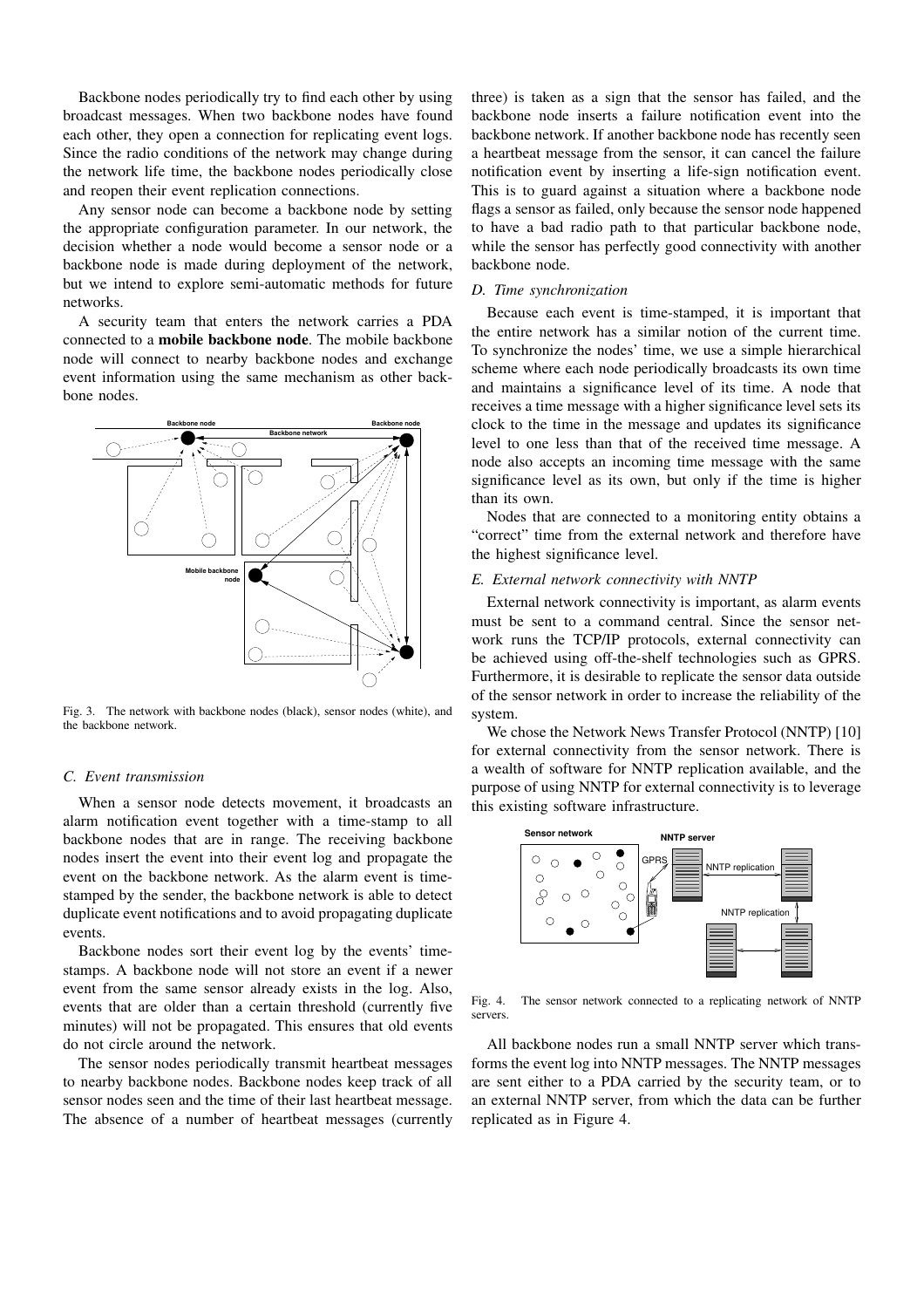Backbone nodes periodically try to find each other by using broadcast messages. When two backbone nodes have found each other, they open a connection for replicating event logs. Since the radio conditions of the network may change during the network life time, the backbone nodes periodically close and reopen their event replication connections.

Any sensor node can become a backbone node by setting the appropriate configuration parameter. In our network, the decision whether a node would become a sensor node or a backbone node is made during deployment of the network, but we intend to explore semi-automatic methods for future networks.

A security team that enters the network carries a PDA connected to a **mobile backbone node**. The mobile backbone node will connect to nearby backbone nodes and exchange event information using the same mechanism as other backbone nodes.

Fig. 3. The network with backbone nodes (black), sensor nodes (white), and the backbone network.

### C. Event transmission

When a sensor node detects movement, it broadcasts an alarm notification event together with a time-stamp to all backbone nodes that are in range. The receiving backbone nodes insert the event into their event log and propagate the event on the backbone network. As the alarm event is time-stamped by the sender, the backbone network is able to detect duplicate event notifications and to avoid propagating duplicate events.

Backbone nodes sort their event log by the events' time-stamps. A backbone node will not store an event if a newer event from the same sensor already exists in the log. Also, events that are older than a certain threshold (currently five minutes) will not be propagated. This ensures that old events do not circle around the network.

The sensor nodes periodically transmit heartbeat messages to nearby backbone nodes. Backbone nodes keep track of all sensor nodes seen and the time of their last heartbeat message. The absence of a number of heartbeat messages (currently three) is taken as a sign that the sensor has failed, and the backbone node inserts a failure notification event into the backbone network. If another backbone node has recently seen a heartbeat message from the sensor, it can cancel the failure notification event by inserting a life-sign notification event. This is to guard against a situation where a backbone node flags a sensor as failed, only because the sensor node happened to have a bad radio path to that particular backbone node, while the sensor has perfectly good connectivity with another backbone node.

### D. Time synchronization

Because each event is time-stamped, it is important that the entire network has a similar notion of the current time. To synchronize the nodes' time, we use a simple hierarchical scheme where each node periodically broadcasts its own time and maintains a significance level of its time. A node that receives a time message with a higher significance level sets its clock to the time in the message and updates its significance level to one less than that of the received time message. A node also accepts an incoming time message with the same significance level as its own, but only if the time is higher than its own.

Nodes that are connected to a monitoring entity obtains a "correct" time from the external network and therefore have the highest significance level.

### E. External network connectivity with NNTP

External network connectivity is important, as alarm events must be sent to a command central. Since the sensor network runs the TCP/IP protocols, external connectivity can be achieved using off-the-shelf technologies such as GPRS. Furthermore, it is desirable to replicate the sensor data outside of the sensor network in order to increase the reliability of the system.

We chose the Network News Transfer Protocol (NNTP) [10] for external connectivity from the sensor network. There is a wealth of software for NNTP replication available, and the purpose of using NNTP for external connectivity is to leverage this existing software infrastructure.

Fig. 4. The sensor network connected to a replicating network of NNTP servers.

All backbone nodes run a small NNTP server which transforms the event log into NNTP messages. The NNTP messages are sent either to a PDA carried by the security team, or to an external NNTP server, from which the data can be further replicated as in Figure 4.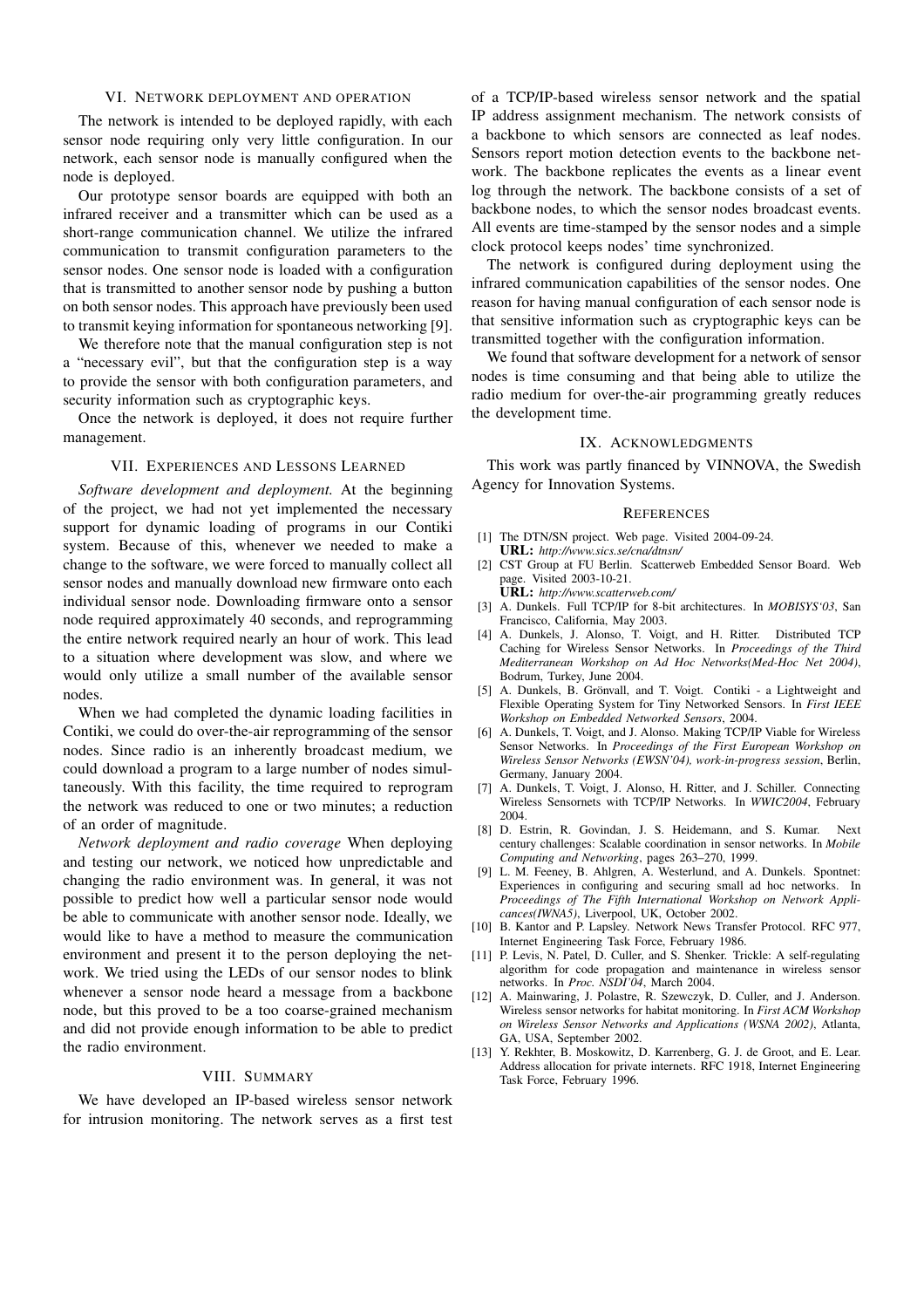## VI. Network deployment and operation

The network is intended to be deployed rapidly, with each sensor node requiring only very little configuration. In our network, each sensor node is manually configured when the node is deployed.

Our prototype sensor boards are equipped with both an infrared receiver and a transmitter which can be used as a short-range communication channel. We utilize the infrared communication to transmit configuration parameters to the sensor nodes. One sensor node is loaded with a configuration that is transmitted to another sensor node by pushing a button on both sensor nodes. This approach have previously been used to transmit keying information for spontaneous networking [9].

We therefore note that the manual configuration step is not a "necessary evil", but that the configuration step is a way to provide the sensor with both configuration parameters, and security information such as cryptographic keys.

Once the network is deployed, it does not require further management.

## VII. Experiences and Lessons Learned

*Software development and deployment.* At the beginning of the project, we had not yet implemented the necessary support for dynamic loading of programs in our Contiki system. Because of this, whenever we needed to make a change to the software, we were forced to manually collect all sensor nodes and manually download new firmware onto each individual sensor node. Downloading firmware onto a sensor node required approximately 40 seconds, and reprogramming the entire network required nearly an hour of work. This lead to a situation where development was slow, and where we would only utilize a small number of the available sensor nodes.

When we had completed the dynamic loading facilities in Contiki, we could do over-the-air reprogramming of the sensor nodes. Since radio is an inherently broadcast medium, we could download a program to a large number of nodes simultaneously. With this facility, the time required to reprogram the network was reduced to one or two minutes; a reduction of an order of magnitude.

*Network deployment and radio coverage* When deploying and testing our network, we noticed how unpredictable and changing the radio environment was. In general, it was not possible to predict how well a particular sensor node would be able to communicate with another sensor node. Ideally, we would like to have a method to measure the communication environment and present it to the person deploying the network. We tried using the LEDs of our sensor nodes to blink whenever a sensor node heard a message from a backbone node, but this proved to be a too coarse-grained mechanism and did not provide enough information to be able to predict the radio environment.

## VIII. Summary

We have developed an IP-based wireless sensor network for intrusion monitoring. The network serves as a first test of a TCP/IP-based wireless sensor network and the spatial IP address assignment mechanism. The network consists of a backbone to which sensors are connected as leaf nodes. Sensors report motion detection events to the backbone network. The backbone replicates the events as a linear event log through the network. The backbone consists of a set of backbone nodes, to which the sensor nodes broadcast events. All events are time-stamped by the sensor nodes and a simple clock protocol keeps nodes' time synchronized.

The network is configured during deployment using the infrared communication capabilities of the sensor nodes. One reason for having manual configuration of each sensor node is that sensitive information such as cryptographic keys can be transmitted together with the configuration information.

We found that software development for a network of sensor nodes is time consuming and that being able to utilize the radio medium for over-the-air programming greatly reduces the development time.

## IX. Acknowledgments

This work was partly financed by VINNOVA, the Swedish Agency for Innovation Systems.

## References

[1] The DTN/SN project. Web page. Visited 2004-09-24.
**URL:** *http://www.sics.se/cna/dtnsn/*

[2] CST Group at FU Berlin. Scatterweb Embedded Sensor Board. Web page. Visited 2003-10-21.
**URL:** *http://www.scatterweb.com/*

[3] A. Dunkels. Full TCP/IP for 8-bit architectures. In *MOBISYS'03*, San Francisco, California, May 2003.

[4] A. Dunkels, J. Alonso, T. Voigt, and H. Ritter. Distributed TCP Caching for Wireless Sensor Networks. In *Proceedings of the Third Mediterranean Workshop on Ad Hoc Networks(Med-Hoc Net 2004)*, Bodrum, Turkey, June 2004.

[5] A. Dunkels, B. Grönvall, and T. Voigt. Contiki - a Lightweight and Flexible Operating System for Tiny Networked Sensors. In *First IEEE Workshop on Embedded Networked Sensors*, 2004.

[6] A. Dunkels, T. Voigt, and J. Alonso. Making TCP/IP Viable for Wireless Sensor Networks. In *Proceedings of the First European Workshop on Wireless Sensor Networks (EWSN'04), work-in-progress session*, Berlin, Germany, January 2004.

[7] A. Dunkels, T. Voigt, J. Alonso, H. Ritter, and J. Schiller. Connecting Wireless Sensornets with TCP/IP Networks. In *WWIC2004*, February 2004.

[8] D. Estrin, R. Govindan, J. S. Heidemann, and S. Kumar. Next century challenges: Scalable coordination in sensor networks. In *Mobile Computing and Networking*, pages 263–270, 1999.

[9] L. M. Feeney, B. Ahlgren, A. Westerlund, and A. Dunkels. Spontnet: Experiences in configuring and securing small ad hoc networks. In *Proceedings of The Fifth International Workshop on Network Appli- cances(IWNA5)*, Liverpool, UK, October 2002.

[10] B. Kantor and P. Lapsley. Network News Transfer Protocol. RFC 977, Internet Engineering Task Force, February 1986.

[11] P. Levis, N. Patel, D. Culler, and S. Shenker. Trickle: A self-regulating algorithm for code propagation and maintenance in wireless sensor networks. In *Proc. NSDI'04*, March 2004.

[12] A. Mainwaring, J. Polastre, R. Szewczyk, D. Culler, and J. Anderson. Wireless sensor networks for habitat monitoring. In *First ACM Workshop on Wireless Sensor Networks and Applications (WSNA 2002)*, Atlanta, GA, USA, September 2002.

[13] Y. Rekhter, B. Moskowitz, D. Karrenberg, G. J. de Groot, and E. Lear. Address allocation for private internets. RFC 1918, Internet Engineering Task Force, February 1996.